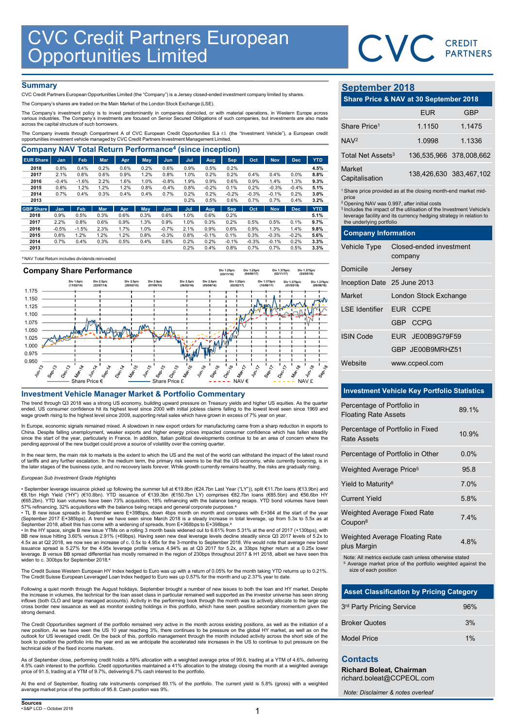# CVC Credit Partners European Opportunities Limited

CVC CREDIT PARTNERS

## Summary

CVC Credit Partners European Opportunities Limited (the "Company") is a Jersey closed-ended investment company limited by shares.

The Company's shares are traded on the Main Market of the London Stock Exchange (LSE).

The Company's investment policy is to invest predominantly in companies domiciled, or with material operations, in Western Europe across various industries. The Company's investments are focused on Senior Secured Obligations of such companies, but investments are also made across the capital structure of such borrowers.

The Company invests through Compartment A of CVC European Credit Opportunities S.à r.l. (the "Investment Vehicle"), a European credit opportunities investment vehicle managed by CVC Credit Partners Investment Management Limited.

## Company NAV Total Return Performance[4] (since inception)

| EUR Share | Jan | Feb | Mar | Apr | May | Jun | Jul | Aug | Sep | Oct | Nov | Dec | YTD |
|---|---|---|---|---|---|---|---|---|---|---|---|---|---|
| 2018 | 0.8% | 0.4% | 0.2% | 0.6% | 0.2% | 0.6% | 0.9% | 0.5% | 0.2% | | | | 4.5% |
| 2017 | 2.1% | 0.8% | 0.6% | 0.9% | 1.2% | 0.8% | 1.0% | 0.2% | 0.2% | 0.4% | 0.4% | 0.0% | 8.8% |
| 2016 | -0.4% | -1.6% | 2.2% | 1.6% | 1.0% | -0.8% | 1.9% | 0.9% | 0.6% | 0.9% | 1.4% | 1.3% | 9.3% |
| 2015 | 0.8% | 1.2% | 1.2% | 1.2% | 0.8% | -0.4% | 0.8% | -0.2% | 0.1% | 0.2% | -0.3% | -0.4% | 5.1% |
| 2014 | 0.7% | 0.4% | 0.3% | 0.4% | 0.4% | 0.7% | 0.2% | 0.2% | -0.2% | -0.3% | -0.1% | 0.2% | 3.0% |
| 2013 | | | | | | | 0.2% | 0.5% | 0.6% | 0.7% | 0.7% | 0.4% | 3.2% |
| **GBP Share** | **Jan** | **Feb** | **Mar** | **Apr** | **May** | **Jun** | **Jul** | **Aug** | **Sep** | **Oct** | **Nov** | **Dec** | **YTD** |
| 2018 | 0.9% | 0.5% | 0.3% | 0.6% | 0.3% | 0.6% | 1.0% | 0.6% | 0.2% | | | | 5.1% |
| 2017 | 2.2% | 0.8% | 0.6% | 0.9% | 1.3% | 0.9% | 1.0% | 0.3% | 0.2% | 0.5% | 0.5% | 0.1% | 9.7% |
| 2016 | -0.5% | -1.5% | 2.3% | 1.7% | 1.0% | -0.7% | 2.1% | 0.9% | 0.6% | 0.9% | 1.3% | 1.4% | 9.8% |
| 2015 | 0.8% | 1.2% | 1.2% | 1.2% | 0.8% | -0.3% | 0.8% | -0.1% | 0.1% | 0.3% | -0.3% | -0.2% | 5.6% |
| 2014 | 0.7% | 0.4% | 0.3% | 0.5% | 0.4% | 0.6% | 0.2% | 0.2% | -0.1% | -0.3% | -0.1% | 0.2% | 3.3% |
| 2013 | | | | | | | 0.2% | 0.4% | 0.8% | 0.7% | 0.7% | 0.5% | 3.3% |

[4] NAV Total Return includes dividends reinvested

## Company Share Performance

Div 1.0p/c (11/02/14); Div 2.5p/c (22/07/14); Div 2.5p/c (20/02/15); Div 2.5p/c (07/08/15); Div 2.5p/c (26/02/16); Div 2.5p/c (05/08/16); Div 1.25p/c (03/11/16); Div 1.25p/c (02/02/17); Div 1.25p/c (04/05/17); Div 1.375p/c (10/08/17); Div 1.375p/c (02/11/17); Div 1.375p/c (01/02/18); Div 1.375p/c (03/05/18); Div 1.375p/c (09/08/18)

Share Price € — Share Price £ — NAV € — NAV £

## Investment Vehicle Manager Market & Portfolio Commentary

The trend through Q3 2018 was a strong US economy, building upward pressure on Treasury yields and higher US equities. As the quarter ended, US consumer confidence hit its highest level since 2000 with initial jobless claims falling to the lowest level seen since 1969 and wage growth rising to the highest level since 2009, supporting retail sales which have grown in excess of 7% year on year.

In Europe, economic signals remained mixed. A slowdown in new export orders for manufacturing came from a sharp reduction in exports to China. Despite falling unemployment, weaker exports and higher energy prices impacted consumer confidence which has fallen steadily since the start of the year, particularly in France. In addition, Italian political developments continue to be an area of concern where the pending approval of the new budget could prove a source of volatility over the coming quarter.

In the near term, the main risk to markets is the extent to which the US and the rest of the world can withstand the impact of the latest round of tariffs and any further escalation. In the medium term, the primary risk seems to be that the US economy, while currently booming, is in the later stages of the business cycle, and no recovery lasts forever. While growth currently remains healthy, the risks are gradually rising.

*European Sub Investment Grade Highlights*

- September leverage issuance picked up following the summer lull at €19.8bn (€24.7bn Last Year ("LY")), split €11.7bn loans (€13.9bn) and €8.1bn High Yield ("HY") (€10.8bn). YTD issuance of €139.3bn (€150.7bn LY) comprises €82.7bn loans (€85.5bn) and €56.6bn HY (€65.2bn). YTD loan volumes have been 73% acquisition, 18% refinancing with the balance being recaps. YTD bond volumes have been 57% refinancing, 32% acquisitions with the balance being recaps and general corporate purposes.[a]
- TL B new issue spreads in September were E+398bps, down 4bps month on month and compares with E+364 at the start of the year (September 2017 E+385bps). A trend we have seen since March 2018 is a steady increase in total leverage, up from 5.3x to 5.5x as at September 2018, albeit this has come with a widening of spreads, from E+368bps to E+398bps.[a]
- In the HY space, single B new issue YTMs on a rolling 3 month basis widened out to 6.61% from 5.31% at the end of 2017 (+130bps), with BB new issue hitting 3.60% versus 2.91% (+69bps). Having seen new deal leverage levels decline steadily since Q3 2017 levels of 5.2x to 4.5x as at Q2 2018, we now see an increase of c. 0.5x to 4.95x for the 3-months to September 2018. We would note that average new bond issuance spread is 5.27% for the 4.95x leverage profile versus 4.94% as at Q3 2017 for 5.2x, a 33bps higher return at a 0.25x lower leverage. B versus BB spread differential has mostly remained in the region of 230bps throughout 2017 & H1 2018, albeit we have seen this widen to c. 300bps for September 2018.[a]

The Credit Suisse Western European HY Index hedged to Euro was up with a return of 0.05% for the month taking YTD returns up to 0.21%. The Credit Suisse European Leveraged Loan Index hedged to Euro was up 0.57% for the month and up 2.37% year to date.

Following a quiet month through the August holidays, September brought a number of new issues to both the loan and HY market. Despite the increase in volumes, the technical for the loan asset class in particular remained well supported as the investor universe has seen strong inflows (both CLO and large managed accounts). Activity in the performing book through the month was to actively allocate to the large cap cross border new issuance as well as monitor existing holdings in this portfolio, which have seen positive secondary momentum given the strong demand.

The Credit Opportunities segment of the portfolio remained very active in the month across existing positions, as well as the initiation of a new position. As we have seen the US 10 year reaching 3%, there continues to be pressure on the global HY market, as well as on the outlook for US leveraged credit. On the back of this, portfolio management through the month included activity across the short side of the book to position the portfolio into the year end as we anticipate the accelerated rate increases in the US to continue to put pressure on the technical side of the fixed income markets.

As of September close, performing credit holds a 59% allocation with a weighted average price of 99.6, trading at a YTM of 4.6%, delivering 4.5% cash interest to the portfolio. Credit opportunities maintained a 41% allocation to the strategy closing the month at a weighted average price of 91.5, trading at a YTM of 9.7%, delivering 6.7% cash interest to the portfolio.

At the end of September, floating rate instruments comprised 89.1% of the portfolio. The current yield is 5.8% (gross) with a weighted average market price of the portfolio of 95.8. Cash position was 9%.

**Sources**
[a] S&P LCD – October 2018

## September 2018

### Share Price & NAV at 30 September 2018

| | EUR | GBP |
|---|---|---|
| Share Price[1] | 1.1150 | 1.1475 |
| NAV[2] | 1.0998 | 1.1336 |
| Total Net Assets[3] | 136,535,966 | 378,008,662 |
| Market Capitalisation | 138,426,630 | 383,467,102 |

[1] Share price provided as at the closing month-end market mid-price
[2] Opening NAV was 0.997, after initial costs
[3] Includes the impact of the utilisation of the Investment Vehicle's leverage facility and its currency hedging strategy in relation to the underlying portfolio

### Company Information

| | |
|---|---|
| Vehicle Type | Closed-ended investment company |
| Domicile | Jersey |
| Inception Date | 25 June 2013 |
| Market | London Stock Exchange |
| LSE Identifier | EUR CCPE |
| | GBP CCPG |
| ISIN Code | EUR JE00B9G79F59 |
| | GBP JE00B9MRHZ51 |
| Website | www.ccpeol.com |

### Investment Vehicle Key Portfolio Statistics

| | |
|---|---|
| Percentage of Portfolio in Floating Rate Assets | 89.1% |
| Percentage of Portfolio in Fixed Rate Assets | 10.9% |
| Percentage of Portfolio in Other | 0.0% |
| Weighted Average Price[5] | 95.8 |
| Yield to Maturity[8] | 7.0% |
| Current Yield | 5.8% |
| Weighted Average Fixed Rate Coupon[8] | 7.4% |
| Weighted Average Floating Rate plus Margin | 4.8% |

Note: All metrics exclude cash unless otherwise stated
[5] Average market price of the portfolio weighted against the size of each position

### Asset Classification by Pricing Category

| | |
|---|---|
| 3rd Party Pricing Service | 96% |
| Broker Quotes | 3% |
| Model Price | 1% |

## Contacts

**Richard Boleat, Chairman**
richard.boleat@CCPEOL.com

*Note: Disclaimer & notes overleaf*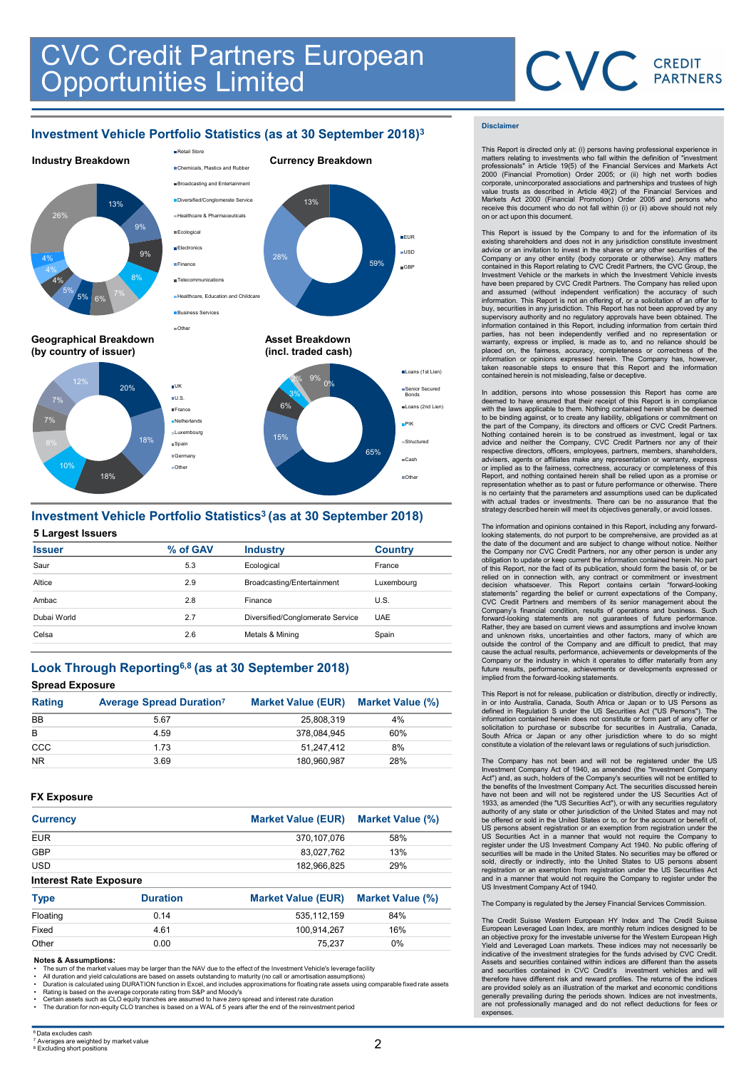# CVC Credit Partners European Opportunities Limited

CVC CREDIT PARTNERS

## Investment Vehicle Portfolio Statistics (as at 30 September 2018)[3]

### Industry Breakdown

13%
9%
9%
8%
7%
6%
5%
5%
4%
4%
4%
26%

Retail Store
Chemicals, Plastics and Rubber
Broadcasting and Entertainment
Diversified/Conglomerate Service
Healthcare & Pharmaceuticals
Ecological
Electronics
Finance
Telecommunications
Healthcare, Education and Childcare
Business Services
Other

### Currency Breakdown

59%
28%
13%

EUR
USD
GBP

### Geographical Breakdown (by country of issuer)

20%
18%
18%
10%
8%
7%
7%
12%

UK
U.S.
France
Netherlands
Luxembourg
Spain
Germany
Other

### Asset Breakdown (incl. traded cash)

65%
15%
6%
3%
2%
9%
0%

Loans (1st Lien)
Senior Secured Bonds
Loans (2nd Lien)
PIK
Structured
Cash
Other

## Investment Vehicle Portfolio Statistics[3] (as at 30 September 2018)

### 5 Largest Issuers

| Issuer | % of GAV | Industry | Country |
|---|---|---|---|
| Saur | 5.3 | Ecological | France |
| Altice | 2.9 | Broadcasting/Entertainment | Luxembourg |
| Ambac | 2.8 | Finance | U.S. |
| Dubai World | 2.7 | Diversified/Conglomerate Service | UAE |
| Celsa | 2.6 | Metals & Mining | Spain |

## Look Through Reporting[6,8] (as at 30 September 2018)

### Spread Exposure

| Rating | Average Spread Duration[7] | Market Value (EUR) | Market Value (%) |
|---|---|---|---|
| BB | 5.67 | 25,808,319 | 4% |
| B | 4.59 | 378,084,945 | 60% |
| CCC | 1.73 | 51,247,412 | 8% |
| NR | 3.69 | 180,960,987 | 28% |

### FX Exposure

| Currency | Market Value (EUR) | Market Value (%) |
|---|---|---|
| EUR | 370,107,076 | 58% |
| GBP | 83,027,762 | 13% |
| USD | 182,966,825 | 29% |

### Interest Rate Exposure

| Type | Duration | Market Value (EUR) | Market Value (%) |
|---|---|---|---|
| Floating | 0.14 | 535,112,159 | 84% |
| Fixed | 4.61 | 100,914,267 | 16% |
| Other | 0.00 | 75,237 | 0% |

**Notes & Assumptions:**

- The sum of the market values may be larger than the NAV due to the effect of the Investment Vehicle's leverage facility
- All duration and yield calculations are based on assets outstanding to maturity (no call or amortisation assumptions)
- Duration is calculated using DURATION function in Excel, and includes approximations for floating rate assets using comparable fixed rate assets
- Rating is based on the average corporate rating from S&P and Moody's
- Certain assets such as CLO equity tranches are assumed to have zero spread and interest rate duration
- The duration for non-equity CLO tranches is based on a WAL of 5 years after the end of the reinvestment period

[6] Data excludes cash
[7] Averages are weighted by market value
[8] Excluding short positions

### Disclaimer

This Report is directed only at: (i) persons having professional experience in matters relating to investments who fall within the definition of "investment professionals" in Article 19(5) of the Financial Services and Markets Act 2000 (Financial Promotion) Order 2005; or (ii) high net worth bodies corporate, unincorporated associations and partnerships and trustees of high value trusts as described in Article 49(2) of the Financial Services and Markets Act 2000 (Financial Promotion) Order 2005 and persons who receive this document who do not fall within (i) or (ii) above should not rely on or act upon this document.

This Report is issued by the Company to and for the information of its existing shareholders and does not in any jurisdiction constitute investment advice or an invitation to invest in the shares or any other securities of the Company or any other entity (body corporate or otherwise). Any matters contained in this Report relating to CVC Credit Partners, the CVC Group, the Investment Vehicle or the markets in which the Investment Vehicle invests have been prepared by CVC Credit Partners. The Company has relied upon and assumed (without independent verification) the accuracy of such information. This Report is not an offering of, or a solicitation of an offer to buy, securities in any jurisdiction. This Report has not been approved by any supervisory authority and no regulatory approvals have been obtained. The information contained in this Report, including information from certain third parties, has not been independently verified and no representation or warranty, express or implied, is made as to, and no reliance should be placed on, the fairness, accuracy, completeness or correctness of the information or opinions expressed herein. The Company has, however, taken reasonable steps to ensure that this Report and the information contained herein is not misleading, false or deceptive.

In addition, persons into whose possession this Report has come are deemed to have ensured that their receipt of this Report is in compliance with the laws applicable to them. Nothing contained herein shall be deemed to be binding against, or to create any liability, obligations or commitment on the part of the Company, its directors and officers or CVC Credit Partners. Nothing contained herein is to be construed as investment, legal or tax advice and neither the Company, CVC Credit Partners nor any of their respective directors, officers, employees, partners, members, shareholders, advisers, agents or affiliates make any representation or warranty, express or implied as to the fairness, correctness, accuracy or completeness of this Report, and nothing contained herein shall be relied upon as a promise or representation whether as to past or future performance or otherwise. There is no certainty that the parameters and assumptions used can be duplicated with actual trades or investments. There can be no assurance that the strategy described herein will meet its objectives generally, or avoid losses.

The information and opinions contained in this Report, including any forward-looking statements, do not purport to be comprehensive, are provided as at the date of the document and are subject to change without notice. Neither the Company nor CVC Credit Partners, nor any other person is under any obligation to update or keep current the information contained herein. No part of this Report, nor the fact of its publication, should form the basis of, or be relied on in connection with, any contract or commitment or investment decision whatsoever. This Report contains certain "forward-looking statements" regarding the belief or current expectations of the Company, CVC Credit Partners and members of its senior management about the Company's financial condition, results of operations and business. Such forward-looking statements are not guarantees of future performance. Rather, they are based on current views and assumptions and involve known and unknown risks, uncertainties and other factors, many of which are outside the control of the Company and are difficult to predict, that may cause the actual results, performance, achievements or developments of the Company or the industry in which it operates to differ materially from any future results, performance, achievements or developments expressed or implied from the forward-looking statements.

This Report is not for release, publication or distribution, directly or indirectly, in or into Australia, Canada, South Africa or Japan or to US Persons as defined in Regulation S under the US Securities Act ("US Persons"). The information contained herein does not constitute or form part of any offer or solicitation to purchase or subscribe for securities in Australia, Canada, South Africa or Japan or any other jurisdiction where to do so might constitute a violation of the relevant laws or regulations of such jurisdiction.

The Company has not been and will not be registered under the US Investment Company Act of 1940, as amended (the "Investment Company Act") and, as such, holders of the Company's securities will not be entitled to the benefits of the Investment Company Act. The securities discussed herein have not been and will not be registered under the US Securities Act of 1933, as amended (the "US Securities Act"), or with any securities regulatory authority of any state or other jurisdiction of the United States and may not be offered or sold in the United States or to, or for the account or benefit of, US persons absent registration or an exemption from registration under the US Securities Act in a manner that would not require the Company to register under the US Investment Company Act 1940. No public offering of securities will be made in the United States. No securities may be offered or sold, directly or indirectly, into the United States to US persons absent registration or an exemption from registration under the US Securities Act and in a manner that would not require the Company to register under the US Investment Company Act of 1940.

The Company is regulated by the Jersey Financial Services Commission.

The Credit Suisse Western European HY Index and The Credit Suisse European Leveraged Loan Index, are monthly return indices designed to be an objective proxy for the investable universe for the Western European High Yield and Leveraged Loan markets. These indices may not necessarily be indicative of the investment strategies for the funds advised by CVC Credit. Assets and securities contained within indices are different than the assets and securities contained in CVC Credit's investment vehicles and will therefore have different risk and reward profiles. The returns of the indices are provided solely as an illustration of the market and economic conditions generally prevailing during the periods shown. Indices are not investments, are not professionally managed and do not reflect deductions for fees or expenses.